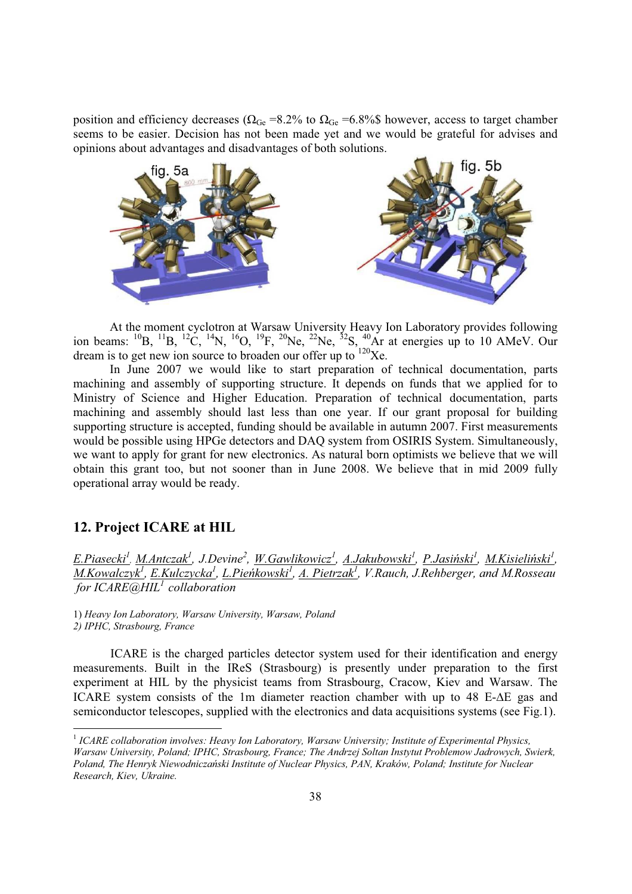position and efficiency decreases ($\Omega_{Ge}$ =8.2% to $\Omega_{Ge}$ =6.8%$ however, access to target chamber seems to be easier. Decision has not been made yet and we would be grateful for advises and opinions about advantages and disadvantages of both solutions.

fig. 5a

fig. 5b

At the moment cyclotron at Warsaw University Heavy Ion Laboratory provides following ion beams: $^{10}$B, $^{11}$B, $^{12}$C, $^{14}$N, $^{16}$O, $^{19}$F, $^{20}$Ne, $^{22}$Ne, $^{32}$S, $^{40}$Ar at energies up to 10 AMeV. Our dream is to get new ion source to broaden our offer up to $^{120}$Xe.

In June 2007 we would like to start preparation of technical documentation, parts machining and assembly of supporting structure. It depends on funds that we applied for to Ministry of Science and Higher Education. Preparation of technical documentation, parts machining and assembly should last less than one year. If our grant proposal for building supporting structure is accepted, funding should be available in autumn 2007. First measurements would be possible using HPGe detectors and DAQ system from OSIRIS System. Simultaneously, we want to apply for grant for new electronics. As natural born optimists we believe that we will obtain this grant too, but not sooner than in June 2008. We believe that in mid 2009 fully operational array would be ready.

## 12. Project ICARE at HIL

*E.Piasecki[1], M.Antczak[1], J.Devine[2], W.Gawlikowicz[1], A.Jakubowski[1], P.Jasiński[1], M.Kisieliński[1], M.Kowalczyk[1], E.Kulczycka[1], L.Pieńkowski[1], A. Pietrzak[1], V.Rauch, J.Rehberger, and M.Rosseau for ICARE@HIL[1] collaboration*

1) *Heavy Ion Laboratory, Warsaw University, Warsaw, Poland*
2) *IPHC, Strasbourg, France*

ICARE is the charged particles detector system used for their identification and energy measurements. Built in the IReS (Strasbourg) is presently under preparation to the first experiment at HIL by the physicist teams from Strasbourg, Cracow, Kiev and Warsaw. The ICARE system consists of the 1m diameter reaction chamber with up to 48 E-ΔE gas and semiconductor telescopes, supplied with the electronics and data acquisitions systems (see Fig.1).

[1] *ICARE collaboration involves: Heavy Ion Laboratory, Warsaw University; Institute of Experimental Physics, Warsaw University, Poland; IPHC, Strasbourg, France; The Andrzej Soltan Instytut Problemow Jadrowych, Swierk, Poland, The Henryk Niewodniczański Institute of Nuclear Physics, PAN, Kraków, Poland; Institute for Nuclear Research, Kiev, Ukraine.*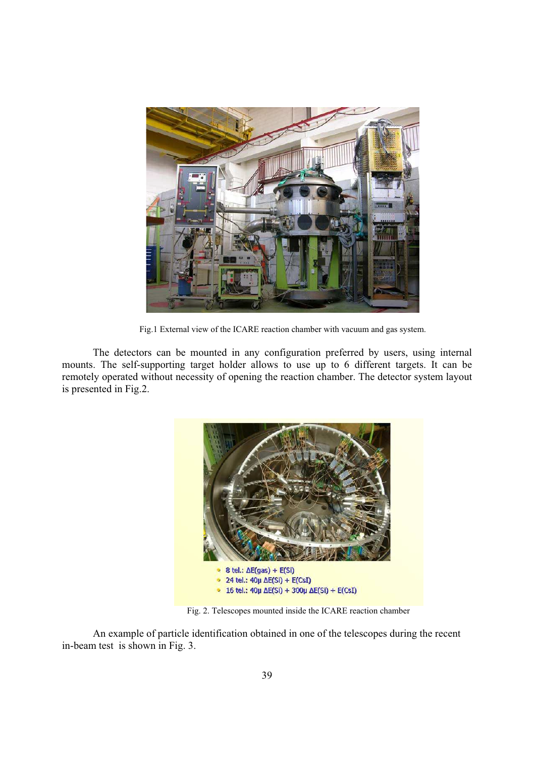Fig.1 External view of the ICARE reaction chamber with vacuum and gas system.

The detectors can be mounted in any configuration preferred by users, using internal mounts. The self-supporting target holder allows to use up to 6 different targets. It can be remotely operated without necessity of opening the reaction chamber. The detector system layout is presented in Fig.2.

- 8 tel.: ΔE(gas) + E(Si)
- 24 tel.: 40μ ΔE(Si) + E(CsI)
- 16 tel.: 40μ ΔE(Si) + 300μ ΔE(Si) + E(CsI)

Fig. 2. Telescopes mounted inside the ICARE reaction chamber

An example of particle identification obtained in one of the telescopes during the recent in-beam test is shown in Fig. 3.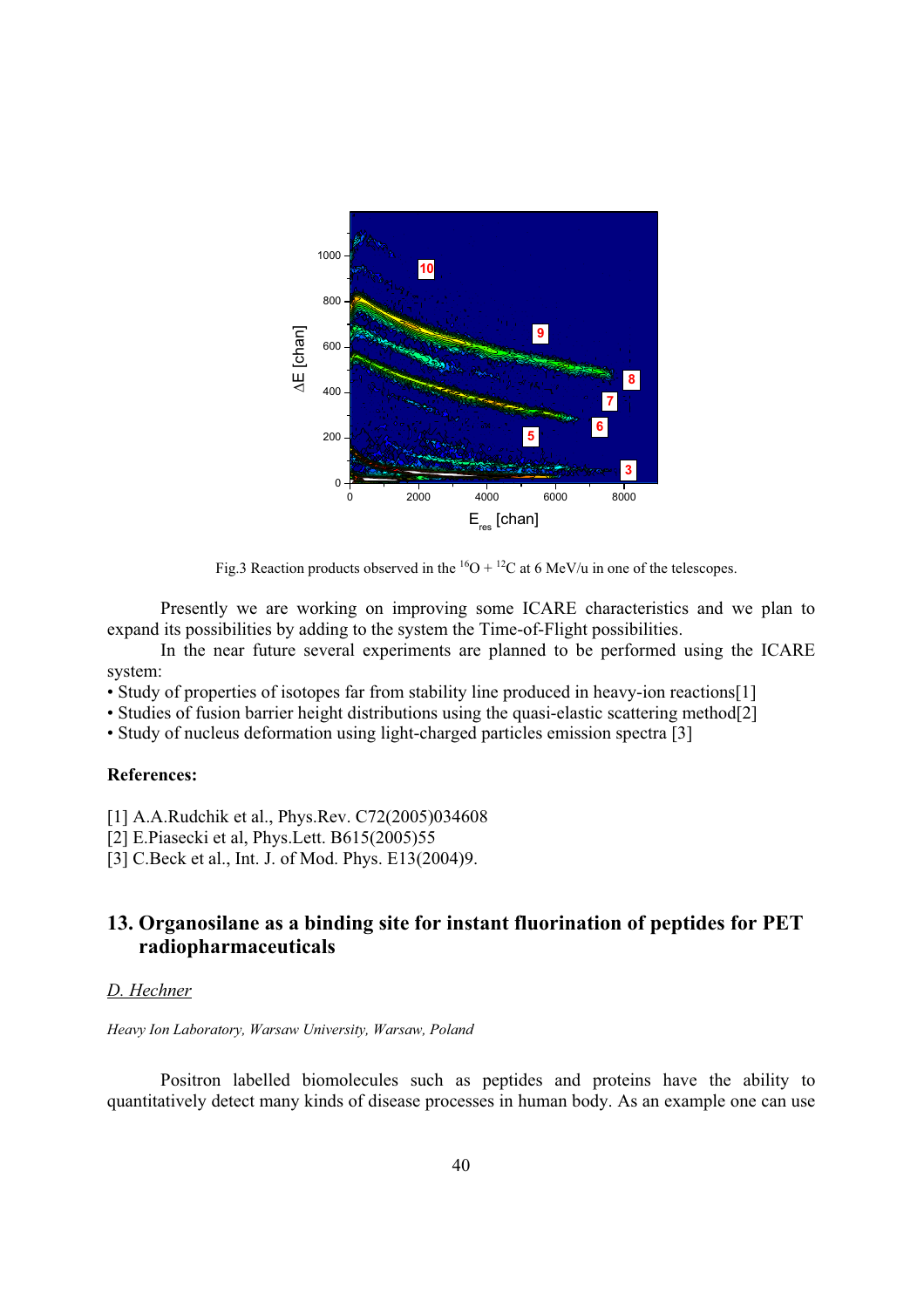ΔE [chan]

1000
800
600
400
200
0

0
2000
4000
6000
8000

$E_{res}$ [chan]

10
9
8
7
6
5
3

Fig.3 Reaction products observed in the $^{16}O + ^{12}C$ at 6 MeV/u in one of the telescopes.

Presently we are working on improving some ICARE characteristics and we plan to expand its possibilities by adding to the system the Time-of-Flight possibilities.

In the near future several experiments are planned to be performed using the ICARE system:

- Study of properties of isotopes far from stability line produced in heavy-ion reactions[1]
- Studies of fusion barrier height distributions using the quasi-elastic scattering method[2]
- Study of nucleus deformation using light-charged particles emission spectra [3]

**References:**

[1] A.A.Rudchik et al., Phys.Rev. C72(2005)034608
[2] E.Piasecki et al, Phys.Lett. B615(2005)55
[3] C.Beck et al., Int. J. of Mod. Phys. E13(2004)9.

## 13. Organosilane as a binding site for instant fluorination of peptides for PET radiopharmaceuticals

<u>*D. Hechner*</u>

*Heavy Ion Laboratory, Warsaw University, Warsaw, Poland*

Positron labelled biomolecules such as peptides and proteins have the ability to quantitatively detect many kinds of disease processes in human body. As an example one can use